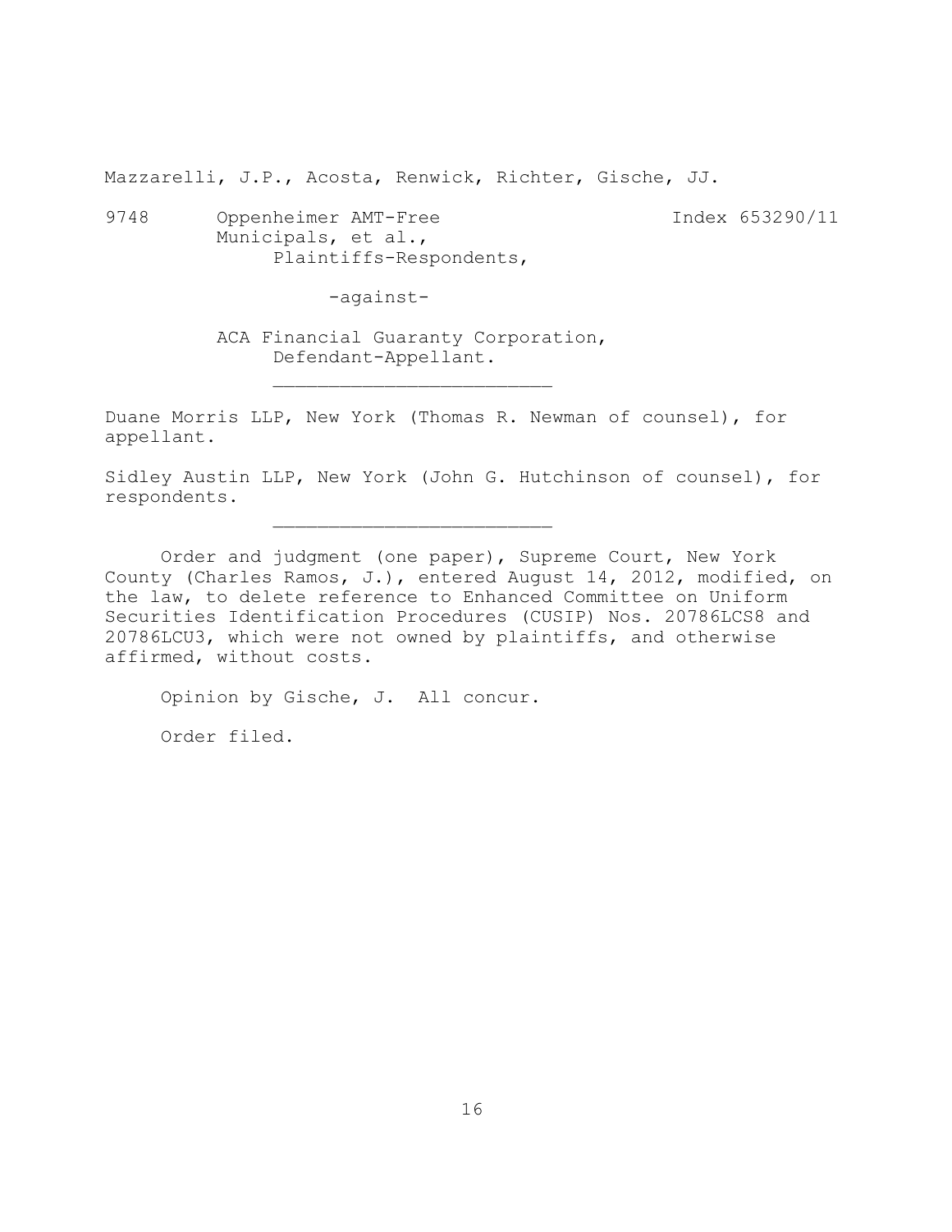Mazzarelli, J.P., Acosta, Renwick, Richter, Gische, JJ.

9748 Oppenheimer AMT-Free Municipals, et al., Plaintiffs-Respondents, Index 653290/11

-against-

ACA Financial Guaranty Corporation, Defendant-Appellant.

________________________

Duane Morris LLP, New York (Thomas R. Newman of counsel), for appellant.

Sidley Austin LLP, New York (John G. Hutchinson of counsel), for respondents.

________________________

Order and judgment (one paper), Supreme Court, New York County (Charles Ramos, J.), entered August 14, 2012, modified, on the law, to delete reference to Enhanced Committee on Uniform Securities Identification Procedures (CUSIP) Nos. 20786LCS8 and 20786LCU3, which were not owned by plaintiffs, and otherwise affirmed, without costs.

Opinion by Gische, J. All concur.

Order filed.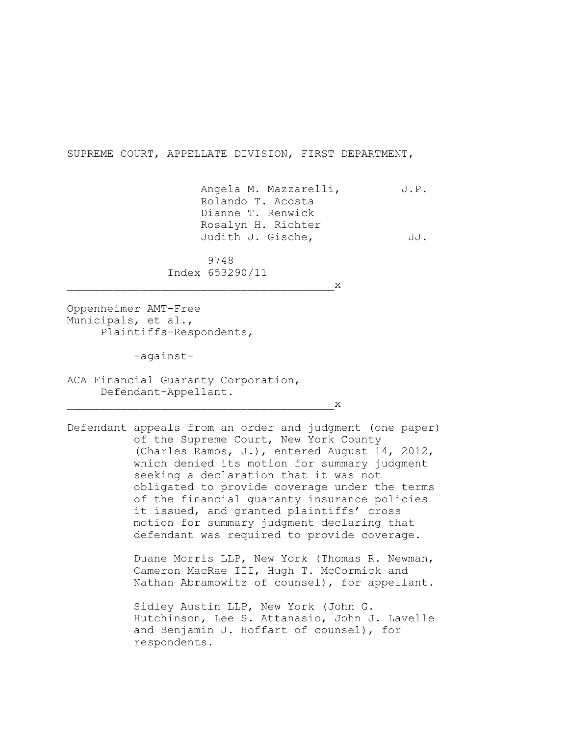SUPREME COURT, APPELLATE DIVISION, FIRST DEPARTMENT,

Angela M. Mazzarelli, J.P.
Rolando T. Acosta
Dianne T. Renwick
Rosalyn H. Richter
Judith J. Gische, JJ.

9748
Index 653290/11

---

Oppenheimer AMT-Free Municipals, et al.,
Plaintiffs-Respondents,

-against-

ACA Financial Guaranty Corporation,
Defendant-Appellant.

---

Defendant appeals from an order and judgment (one paper) of the Supreme Court, New York County (Charles Ramos, J.), entered August 14, 2012, which denied its motion for summary judgment seeking a declaration that it was not obligated to provide coverage under the terms of the financial guaranty insurance policies it issued, and granted plaintiffs' cross motion for summary judgment declaring that defendant was required to provide coverage.

Duane Morris LLP, New York (Thomas R. Newman, Cameron MacRae III, Hugh T. McCormick and Nathan Abramowitz of counsel), for appellant.

Sidley Austin LLP, New York (John G. Hutchinson, Lee S. Attanasio, John J. Lavelle and Benjamin J. Hoffart of counsel), for respondents.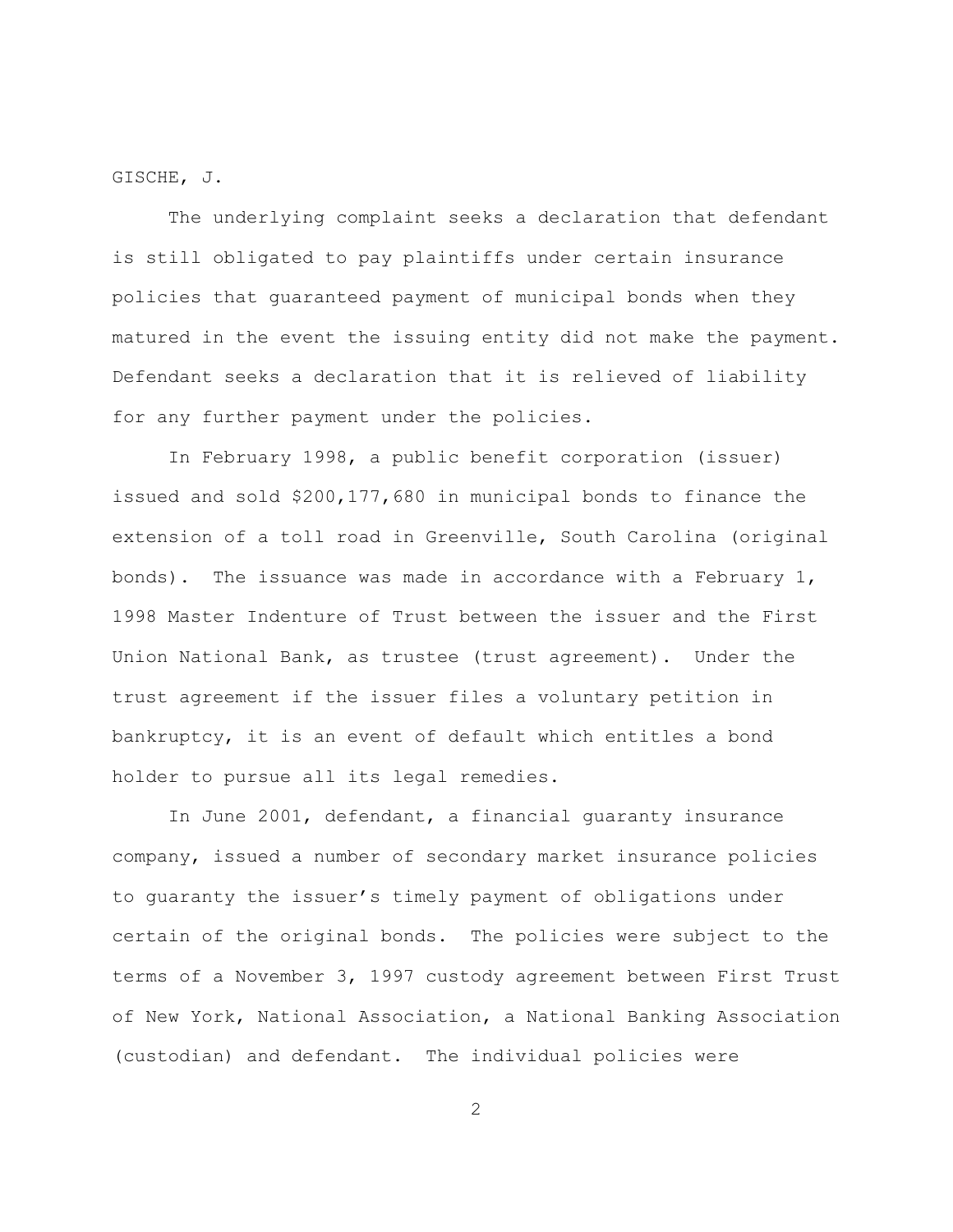GISCHE, J.

The underlying complaint seeks a declaration that defendant is still obligated to pay plaintiffs under certain insurance policies that guaranteed payment of municipal bonds when they matured in the event the issuing entity did not make the payment. Defendant seeks a declaration that it is relieved of liability for any further payment under the policies.

In February 1998, a public benefit corporation (issuer) issued and sold $200,177,680 in municipal bonds to finance the extension of a toll road in Greenville, South Carolina (original bonds). The issuance was made in accordance with a February 1, 1998 Master Indenture of Trust between the issuer and the First Union National Bank, as trustee (trust agreement). Under the trust agreement if the issuer files a voluntary petition in bankruptcy, it is an event of default which entitles a bond holder to pursue all its legal remedies.

In June 2001, defendant, a financial guaranty insurance company, issued a number of secondary market insurance policies to guaranty the issuer's timely payment of obligations under certain of the original bonds. The policies were subject to the terms of a November 3, 1997 custody agreement between First Trust of New York, National Association, a National Banking Association (custodian) and defendant. The individual policies were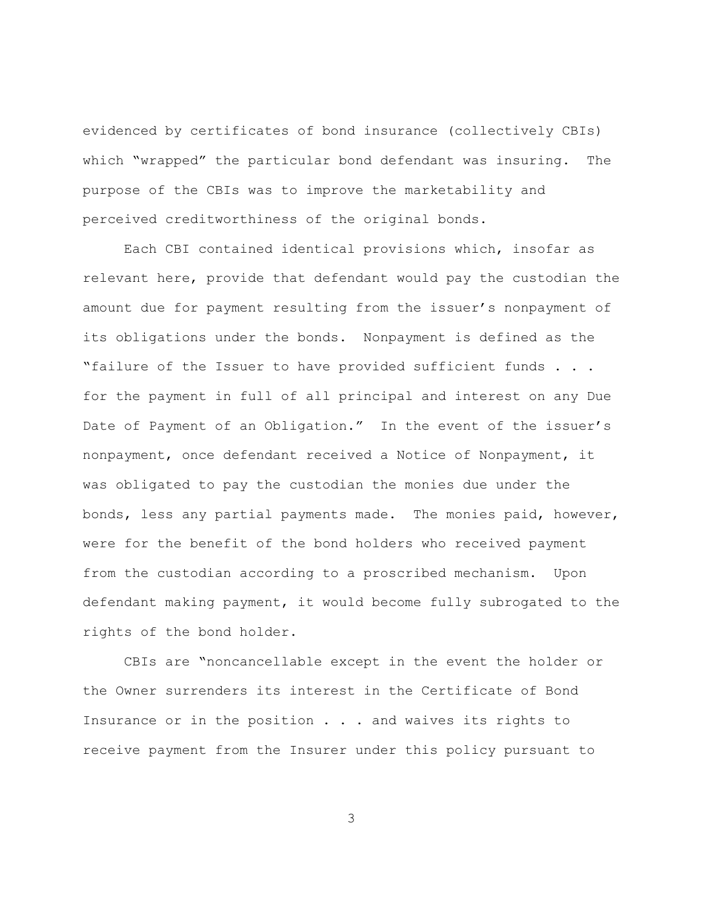evidenced by certificates of bond insurance (collectively CBIs) which "wrapped" the particular bond defendant was insuring. The purpose of the CBIs was to improve the marketability and perceived creditworthiness of the original bonds.

Each CBI contained identical provisions which, insofar as relevant here, provide that defendant would pay the custodian the amount due for payment resulting from the issuer's nonpayment of its obligations under the bonds. Nonpayment is defined as the "failure of the Issuer to have provided sufficient funds . . . for the payment in full of all principal and interest on any Due Date of Payment of an Obligation." In the event of the issuer's nonpayment, once defendant received a Notice of Nonpayment, it was obligated to pay the custodian the monies due under the bonds, less any partial payments made. The monies paid, however, were for the benefit of the bond holders who received payment from the custodian according to a proscribed mechanism. Upon defendant making payment, it would become fully subrogated to the rights of the bond holder.

CBIs are "noncancellable except in the event the holder or the Owner surrenders its interest in the Certificate of Bond Insurance or in the position . . . and waives its rights to receive payment from the Insurer under this policy pursuant to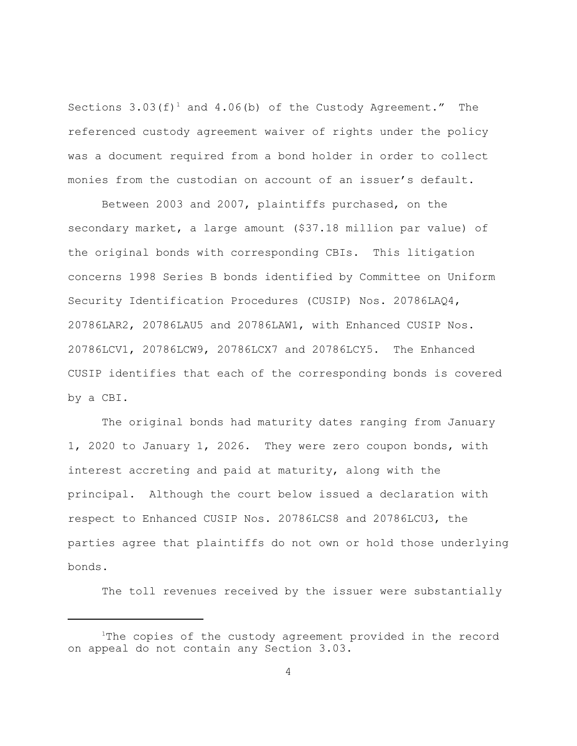Sections 3.03(f)[1] and 4.06(b) of the Custody Agreement." The referenced custody agreement waiver of rights under the policy was a document required from a bond holder in order to collect monies from the custodian on account of an issuer's default.

Between 2003 and 2007, plaintiffs purchased, on the secondary market, a large amount ($37.18 million par value) of the original bonds with corresponding CBIs. This litigation concerns 1998 Series B bonds identified by Committee on Uniform Security Identification Procedures (CUSIP) Nos. 20786LAQ4, 20786LAR2, 20786LAU5 and 20786LAW1, with Enhanced CUSIP Nos. 20786LCV1, 20786LCW9, 20786LCX7 and 20786LCY5. The Enhanced CUSIP identifies that each of the corresponding bonds is covered by a CBI.

The original bonds had maturity dates ranging from January 1, 2020 to January 1, 2026. They were zero coupon bonds, with interest accreting and paid at maturity, along with the principal. Although the court below issued a declaration with respect to Enhanced CUSIP Nos. 20786LCS8 and 20786LCU3, the parties agree that plaintiffs do not own or hold those underlying bonds.

The toll revenues received by the issuer were substantially

---

[1]The copies of the custody agreement provided in the record on appeal do not contain any Section 3.03.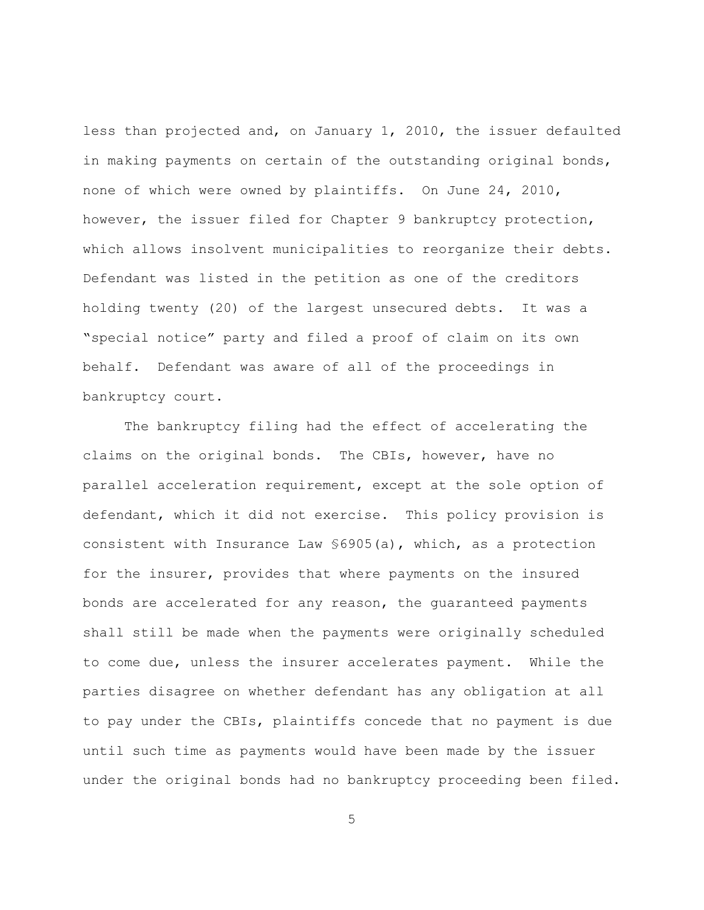less than projected and, on January 1, 2010, the issuer defaulted in making payments on certain of the outstanding original bonds, none of which were owned by plaintiffs. On June 24, 2010, however, the issuer filed for Chapter 9 bankruptcy protection, which allows insolvent municipalities to reorganize their debts. Defendant was listed in the petition as one of the creditors holding twenty (20) of the largest unsecured debts. It was a "special notice" party and filed a proof of claim on its own behalf. Defendant was aware of all of the proceedings in bankruptcy court.

The bankruptcy filing had the effect of accelerating the claims on the original bonds. The CBIs, however, have no parallel acceleration requirement, except at the sole option of defendant, which it did not exercise. This policy provision is consistent with Insurance Law §6905(a), which, as a protection for the insurer, provides that where payments on the insured bonds are accelerated for any reason, the guaranteed payments shall still be made when the payments were originally scheduled to come due, unless the insurer accelerates payment. While the parties disagree on whether defendant has any obligation at all to pay under the CBIs, plaintiffs concede that no payment is due until such time as payments would have been made by the issuer under the original bonds had no bankruptcy proceeding been filed.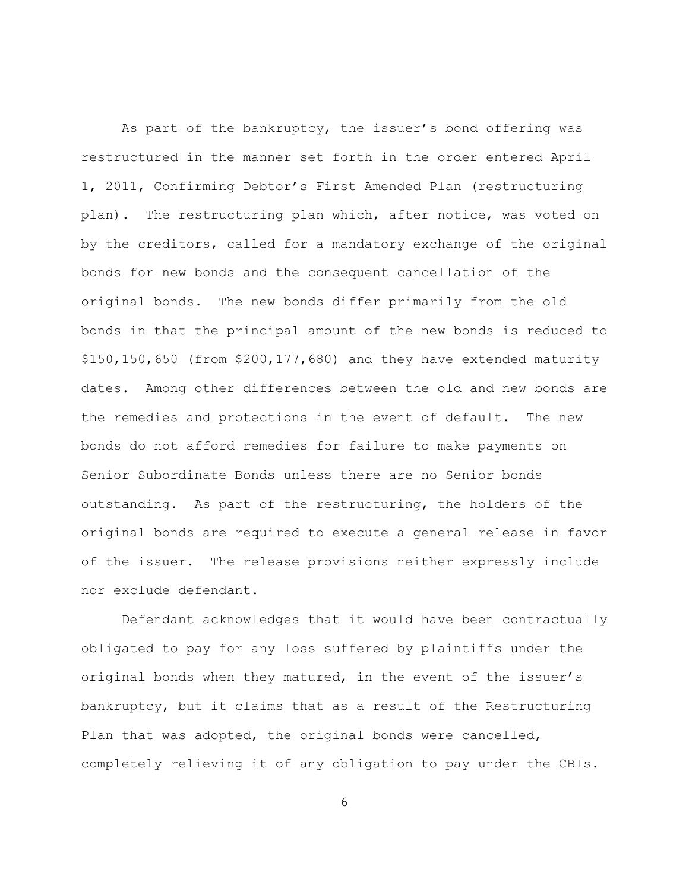As part of the bankruptcy, the issuer's bond offering was restructured in the manner set forth in the order entered April 1, 2011, Confirming Debtor's First Amended Plan (restructuring plan). The restructuring plan which, after notice, was voted on by the creditors, called for a mandatory exchange of the original bonds for new bonds and the consequent cancellation of the original bonds. The new bonds differ primarily from the old bonds in that the principal amount of the new bonds is reduced to $150,150,650 (from $200,177,680) and they have extended maturity dates. Among other differences between the old and new bonds are the remedies and protections in the event of default. The new bonds do not afford remedies for failure to make payments on Senior Subordinate Bonds unless there are no Senior bonds outstanding. As part of the restructuring, the holders of the original bonds are required to execute a general release in favor of the issuer. The release provisions neither expressly include nor exclude defendant.

Defendant acknowledges that it would have been contractually obligated to pay for any loss suffered by plaintiffs under the original bonds when they matured, in the event of the issuer's bankruptcy, but it claims that as a result of the Restructuring Plan that was adopted, the original bonds were cancelled, completely relieving it of any obligation to pay under the CBIs.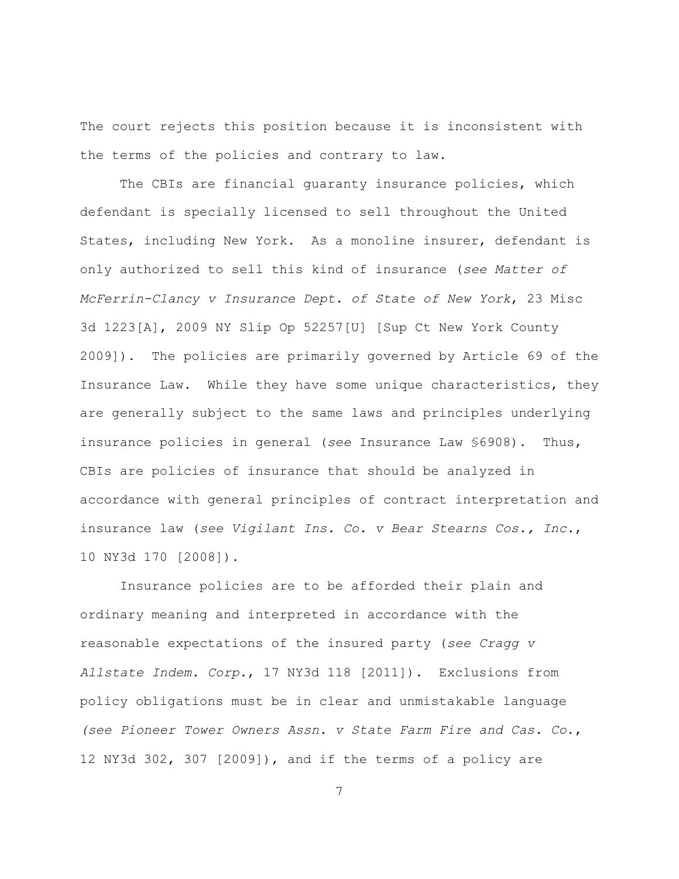The court rejects this position because it is inconsistent with the terms of the policies and contrary to law.

The CBIs are financial guaranty insurance policies, which defendant is specially licensed to sell throughout the United States, including New York. As a monoline insurer, defendant is only authorized to sell this kind of insurance (*see Matter of McFerrin-Clancy v Insurance Dept. of State of New York*, 23 Misc 3d 1223[A], 2009 NY Slip Op 52257[U] [Sup Ct New York County 2009]). The policies are primarily governed by Article 69 of the Insurance Law. While they have some unique characteristics, they are generally subject to the same laws and principles underlying insurance policies in general (*see* Insurance Law §6908). Thus, CBIs are policies of insurance that should be analyzed in accordance with general principles of contract interpretation and insurance law (*see Vigilant Ins. Co. v Bear Stearns Cos., Inc.*, 10 NY3d 170 [2008]).

Insurance policies are to be afforded their plain and ordinary meaning and interpreted in accordance with the reasonable expectations of the insured party (*see Cragg v Allstate Indem. Corp.*, 17 NY3d 118 [2011]). Exclusions from policy obligations must be in clear and unmistakable language *(see Pioneer Tower Owners Assn. v State Farm Fire and Cas. Co*., 12 NY3d 302, 307 [2009]), and if the terms of a policy are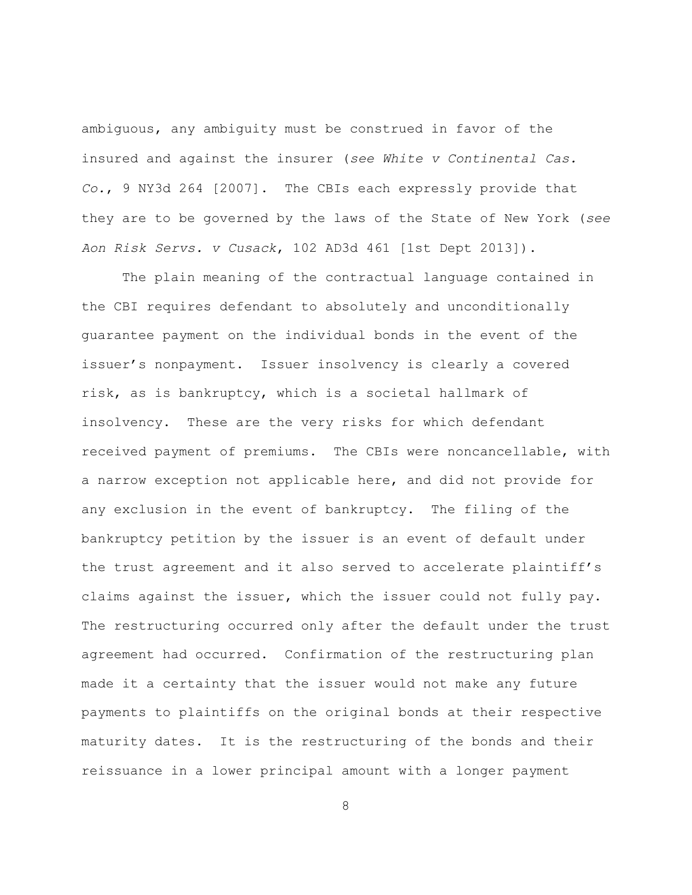ambiguous, any ambiguity must be construed in favor of the insured and against the insurer (*see White v Continental Cas. Co.*, 9 NY3d 264 [2007]. The CBIs each expressly provide that they are to be governed by the laws of the State of New York (*see Aon Risk Servs. v Cusack*, 102 AD3d 461 [1st Dept 2013]).

The plain meaning of the contractual language contained in the CBI requires defendant to absolutely and unconditionally guarantee payment on the individual bonds in the event of the issuer's nonpayment. Issuer insolvency is clearly a covered risk, as is bankruptcy, which is a societal hallmark of insolvency. These are the very risks for which defendant received payment of premiums. The CBIs were noncancellable, with a narrow exception not applicable here, and did not provide for any exclusion in the event of bankruptcy. The filing of the bankruptcy petition by the issuer is an event of default under the trust agreement and it also served to accelerate plaintiff's claims against the issuer, which the issuer could not fully pay. The restructuring occurred only after the default under the trust agreement had occurred. Confirmation of the restructuring plan made it a certainty that the issuer would not make any future payments to plaintiffs on the original bonds at their respective maturity dates. It is the restructuring of the bonds and their reissuance in a lower principal amount with a longer payment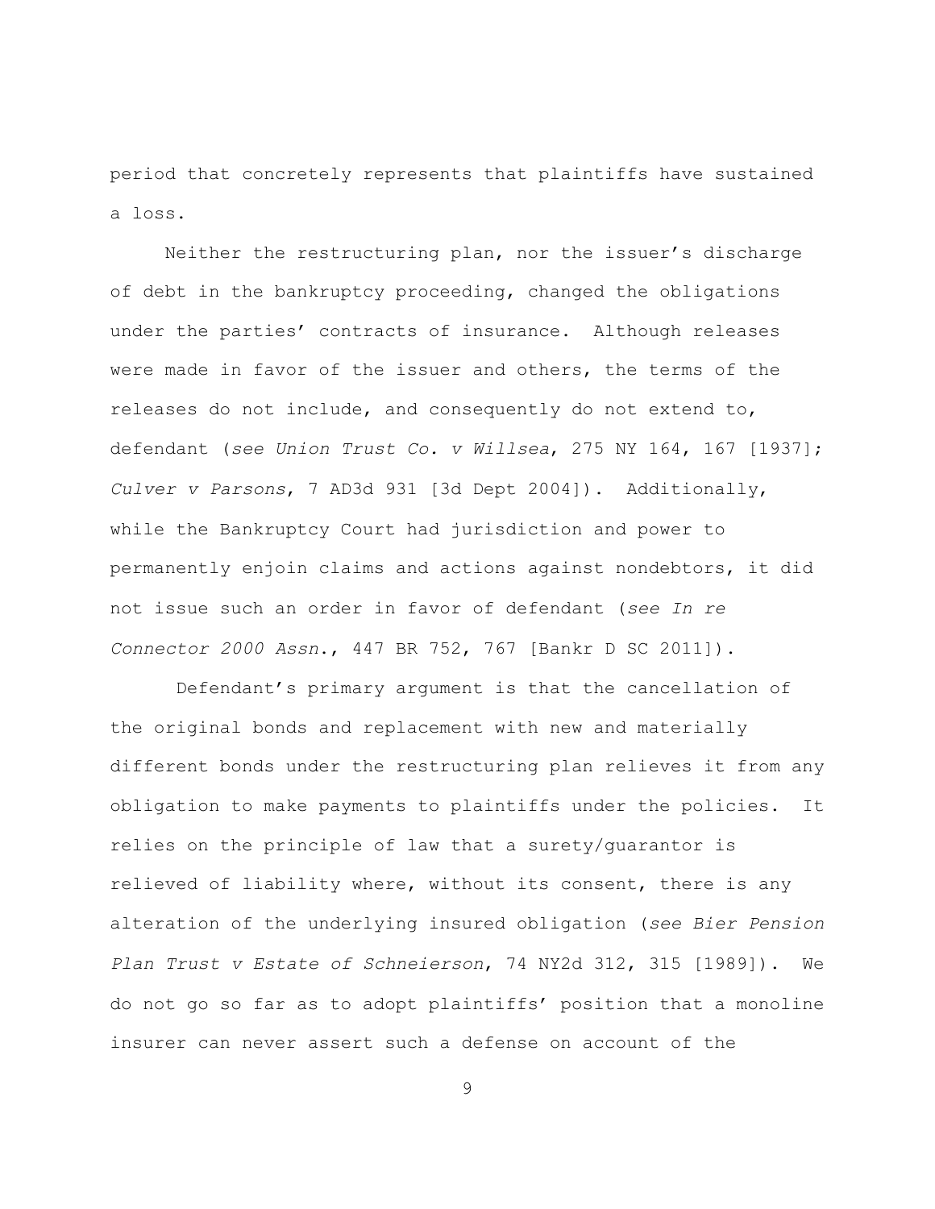period that concretely represents that plaintiffs have sustained a loss.

Neither the restructuring plan, nor the issuer's discharge of debt in the bankruptcy proceeding, changed the obligations under the parties' contracts of insurance. Although releases were made in favor of the issuer and others, the terms of the releases do not include, and consequently do not extend to, defendant (*see Union Trust Co. v Willsea*, 275 NY 164, 167 [1937]; *Culver v Parsons*, 7 AD3d 931 [3d Dept 2004]). Additionally, while the Bankruptcy Court had jurisdiction and power to permanently enjoin claims and actions against nondebtors, it did not issue such an order in favor of defendant (*see In re Connector 2000 Assn.*, 447 BR 752, 767 [Bankr D SC 2011]).

Defendant's primary argument is that the cancellation of the original bonds and replacement with new and materially different bonds under the restructuring plan relieves it from any obligation to make payments to plaintiffs under the policies. It relies on the principle of law that a surety/guarantor is relieved of liability where, without its consent, there is any alteration of the underlying insured obligation (*see Bier Pension Plan Trust v Estate of Schneierson*, 74 NY2d 312, 315 [1989]). We do not go so far as to adopt plaintiffs' position that a monoline insurer can never assert such a defense on account of the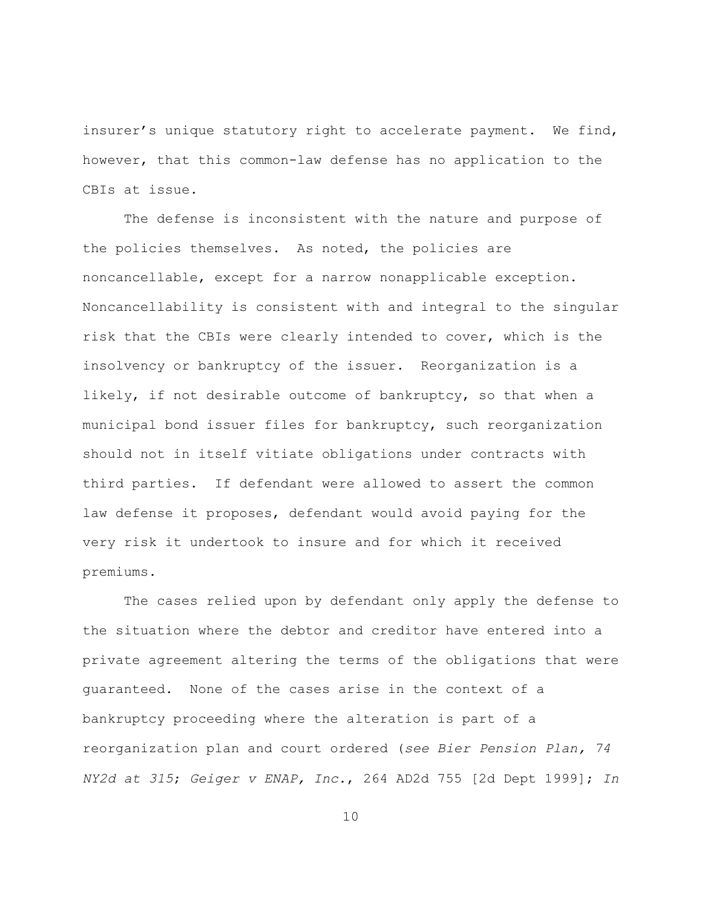insurer's unique statutory right to accelerate payment. We find, however, that this common-law defense has no application to the CBIs at issue.

The defense is inconsistent with the nature and purpose of the policies themselves. As noted, the policies are noncancellable, except for a narrow nonapplicable exception. Noncancellability is consistent with and integral to the singular risk that the CBIs were clearly intended to cover, which is the insolvency or bankruptcy of the issuer. Reorganization is a likely, if not desirable outcome of bankruptcy, so that when a municipal bond issuer files for bankruptcy, such reorganization should not in itself vitiate obligations under contracts with third parties. If defendant were allowed to assert the common law defense it proposes, defendant would avoid paying for the very risk it undertook to insure and for which it received premiums.

The cases relied upon by defendant only apply the defense to the situation where the debtor and creditor have entered into a private agreement altering the terms of the obligations that were guaranteed. None of the cases arise in the context of a bankruptcy proceeding where the alteration is part of a reorganization plan and court ordered (*see Bier Pension Plan, 74 NY2d at 315*; *Geiger v ENAP, Inc.*, 264 AD2d 755 [2d Dept 1999]; *In*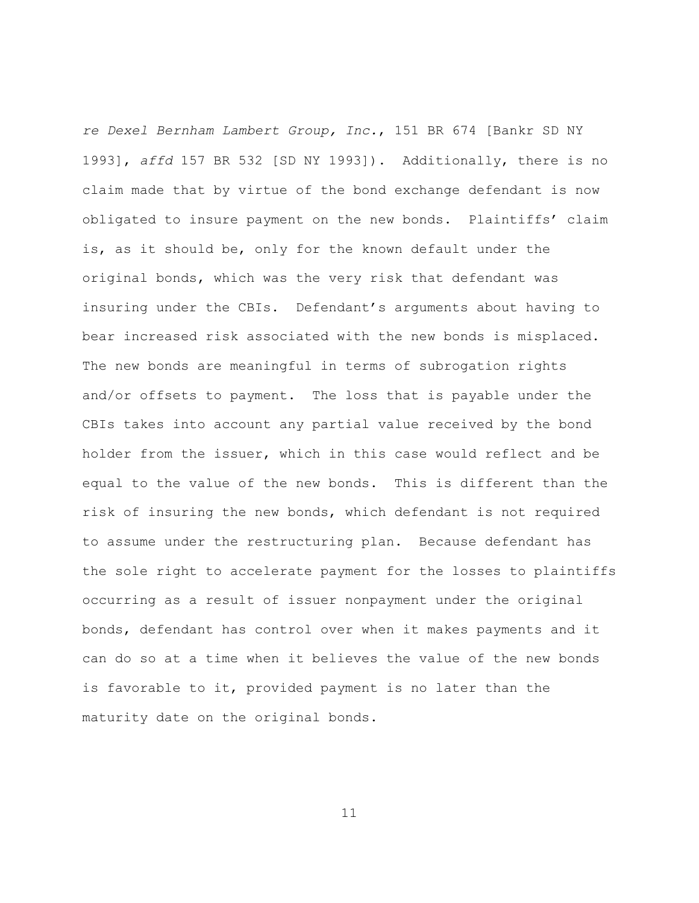*re Dexel Bernham Lambert Group, Inc.*, 151 BR 674 [Bankr SD NY 1993], *affd* 157 BR 532 [SD NY 1993]). Additionally, there is no claim made that by virtue of the bond exchange defendant is now obligated to insure payment on the new bonds. Plaintiffs' claim is, as it should be, only for the known default under the original bonds, which was the very risk that defendant was insuring under the CBIs. Defendant's arguments about having to bear increased risk associated with the new bonds is misplaced. The new bonds are meaningful in terms of subrogation rights and/or offsets to payment. The loss that is payable under the CBIs takes into account any partial value received by the bond holder from the issuer, which in this case would reflect and be equal to the value of the new bonds. This is different than the risk of insuring the new bonds, which defendant is not required to assume under the restructuring plan. Because defendant has the sole right to accelerate payment for the losses to plaintiffs occurring as a result of issuer nonpayment under the original bonds, defendant has control over when it makes payments and it can do so at a time when it believes the value of the new bonds is favorable to it, provided payment is no later than the maturity date on the original bonds.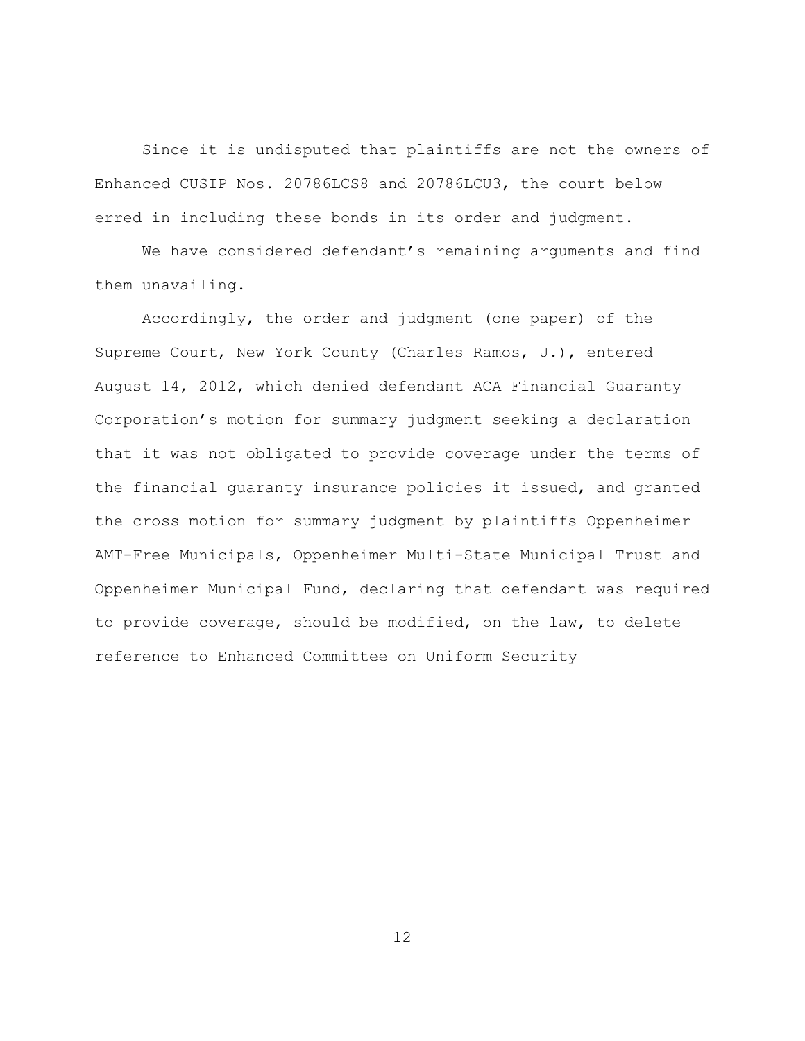Since it is undisputed that plaintiffs are not the owners of Enhanced CUSIP Nos. 20786LCS8 and 20786LCU3, the court below erred in including these bonds in its order and judgment.

We have considered defendant's remaining arguments and find them unavailing.

Accordingly, the order and judgment (one paper) of the Supreme Court, New York County (Charles Ramos, J.), entered August 14, 2012, which denied defendant ACA Financial Guaranty Corporation's motion for summary judgment seeking a declaration that it was not obligated to provide coverage under the terms of the financial guaranty insurance policies it issued, and granted the cross motion for summary judgment by plaintiffs Oppenheimer AMT-Free Municipals, Oppenheimer Multi-State Municipal Trust and Oppenheimer Municipal Fund, declaring that defendant was required to provide coverage, should be modified, on the law, to delete reference to Enhanced Committee on Uniform Security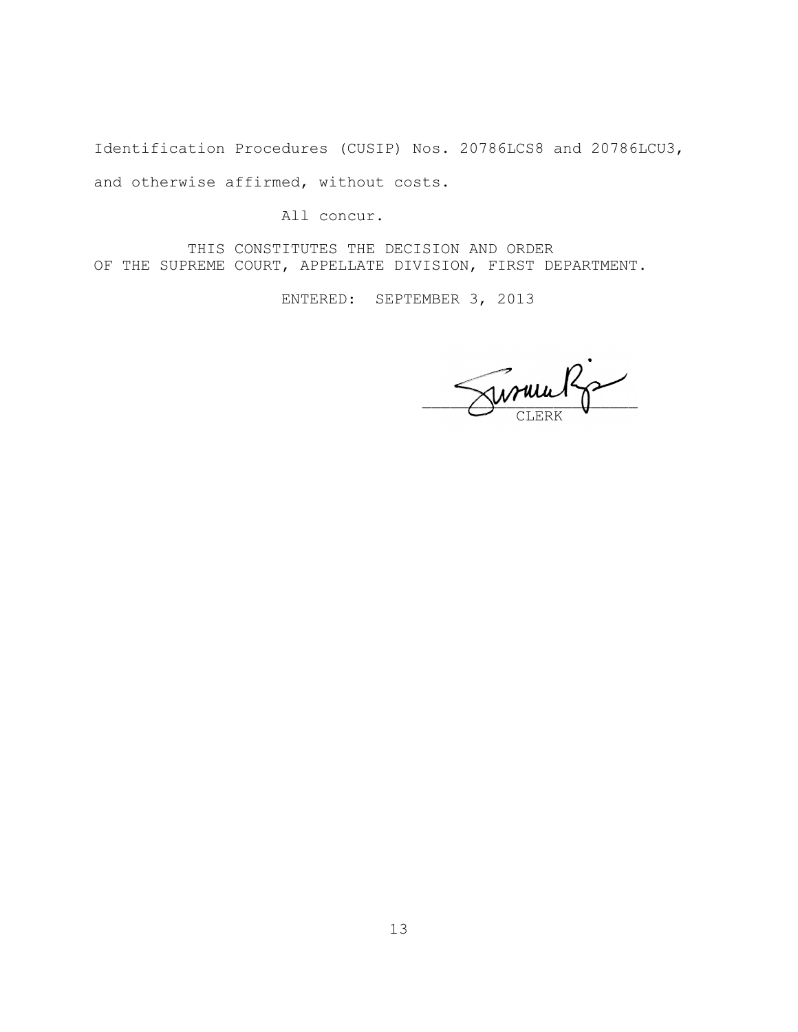Identification Procedures (CUSIP) Nos. 20786LCS8 and 20786LCU3, and otherwise affirmed, without costs.

All concur.

THIS CONSTITUTES THE DECISION AND ORDER OF THE SUPREME COURT, APPELLATE DIVISION, FIRST DEPARTMENT.

ENTERED: SEPTEMBER 3, 2013

CLERK